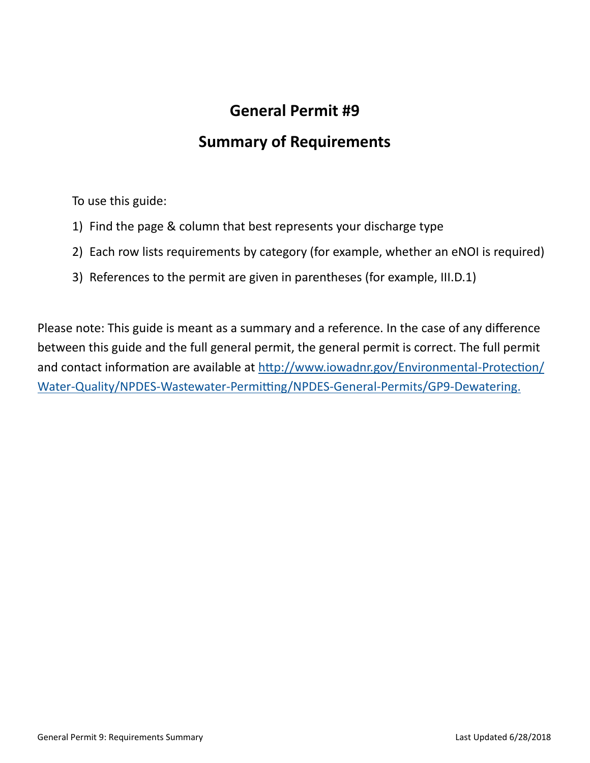# General Permit #9

## Summary of Requirements

To use this guide:

1) Find the page & column that best represents your discharge type
2) Each row lists requirements by category (for example, whether an eNOI is required)
3) References to the permit are given in parentheses (for example, III.D.1)

Please note: This guide is meant as a summary and a reference. In the case of any difference between this guide and the full general permit, the general permit is correct. The full permit and contact information are available at [http://www.iowadnr.gov/Environmental-Protection/Water-Quality/NPDES-Wastewater-Permitting/NPDES-General-Permits/GP9-Dewatering.](http://www.iowadnr.gov/Environmental-Protection/Water-Quality/NPDES-Wastewater-Permitting/NPDES-General-Permits/GP9-Dewatering)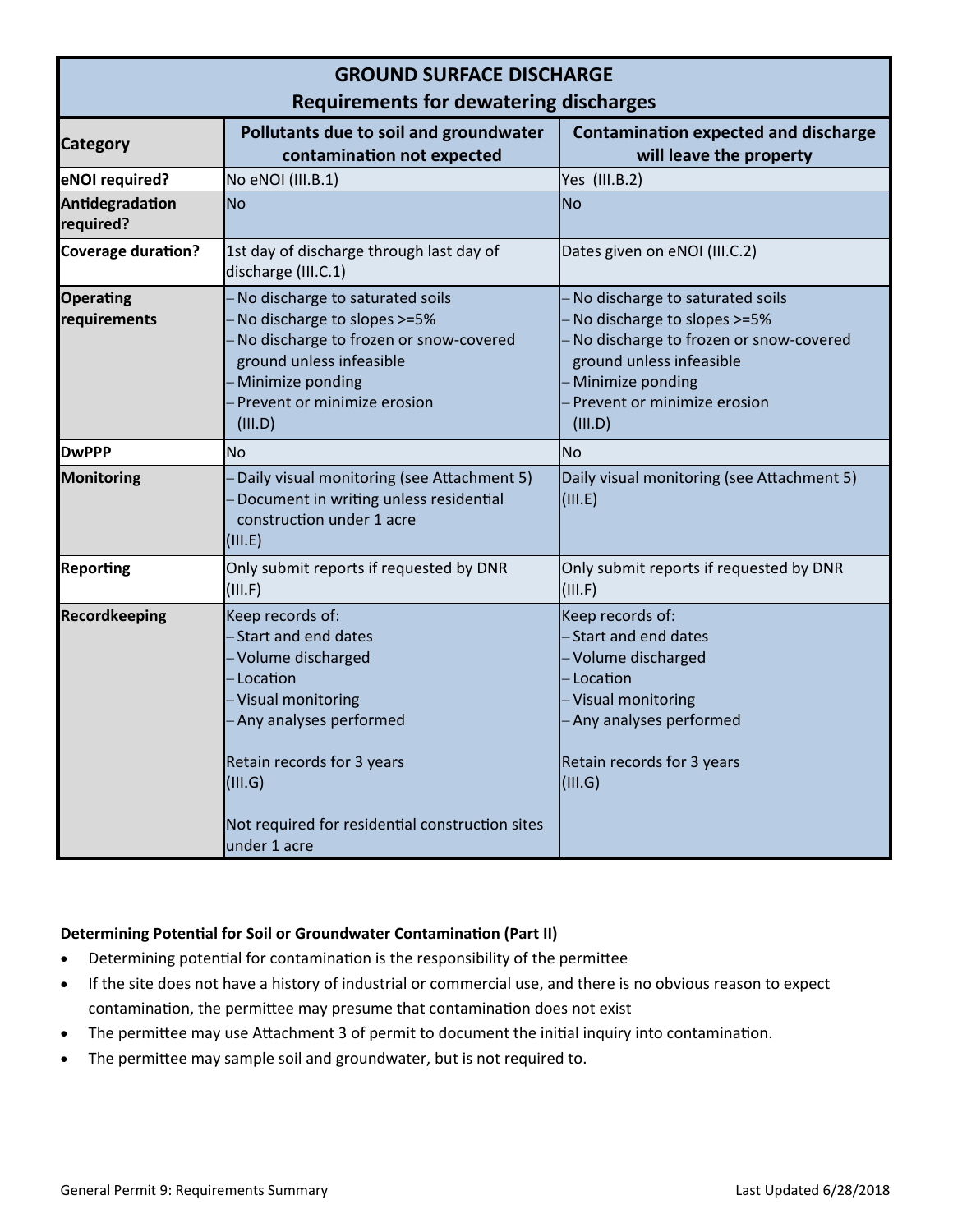## GROUND SURFACE DISCHARGE

### Requirements for dewatering discharges

| Category | Pollutants due to soil and groundwater contamination not expected | Contamination expected and discharge will leave the property |
|---|---|---|
| **eNOI required?** | No eNOI (III.B.1) | Yes (III.B.2) |
| **Antidegradation required?** | No | No |
| **Coverage duration?** | 1st day of discharge through last day of discharge (III.C.1) | Dates given on eNOI (III.C.2) |
| **Operating requirements** | – No discharge to saturated soils<br>– No discharge to slopes >=5%<br>– No discharge to frozen or snow-covered ground unless infeasible<br>– Minimize ponding<br>– Prevent or minimize erosion (III.D) | – No discharge to saturated soils<br>– No discharge to slopes >=5%<br>– No discharge to frozen or snow-covered ground unless infeasible<br>– Minimize ponding<br>– Prevent or minimize erosion (III.D) |
| **DwPPP** | No | No |
| **Monitoring** | – Daily visual monitoring (see Attachment 5)<br>– Document in writing unless residential construction under 1 acre<br>(III.E) | Daily visual monitoring (see Attachment 5) (III.E) |
| **Reporting** | Only submit reports if requested by DNR (III.F) | Only submit reports if requested by DNR (III.F) |
| **Recordkeeping** | Keep records of:<br>– Start and end dates<br>– Volume discharged<br>– Location<br>– Visual monitoring<br>– Any analyses performed<br><br>Retain records for 3 years<br>(III.G)<br><br>Not required for residential construction sites under 1 acre | Keep records of:<br>– Start and end dates<br>– Volume discharged<br>– Location<br>– Visual monitoring<br>– Any analyses performed<br><br>Retain records for 3 years<br>(III.G) |

**Determining Potential for Soil or Groundwater Contamination (Part II)**

- Determining potential for contamination is the responsibility of the permittee
- If the site does not have a history of industrial or commercial use, and there is no obvious reason to expect contamination, the permittee may presume that contamination does not exist
- The permittee may use Attachment 3 of permit to document the initial inquiry into contamination.
- The permittee may sample soil and groundwater, but is not required to.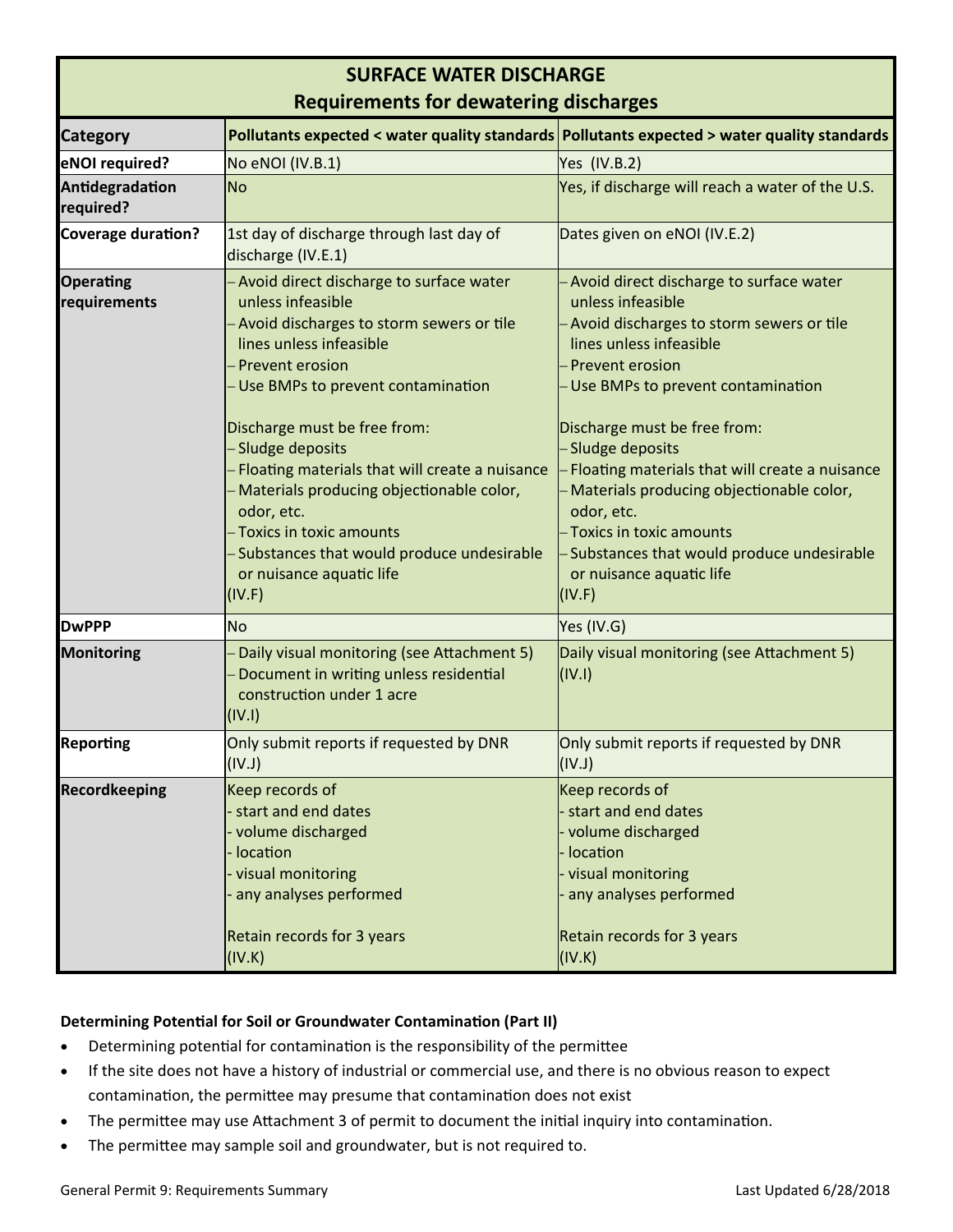| SURFACE WATER DISCHARGE<br>Requirements for dewatering discharges | | |
|---|---|---|
| **Category** | **Pollutants expected < water quality standards** | **Pollutants expected > water quality standards** |
| **eNOI required?** | No eNOI (IV.B.1) | Yes (IV.B.2) |
| **Antidegradation required?** | No | Yes, if discharge will reach a water of the U.S. |
| **Coverage duration?** | 1st day of discharge through last day of discharge (IV.E.1) | Dates given on eNOI (IV.E.2) |
| **Operating requirements** | – Avoid direct discharge to surface water unless infeasible<br>– Avoid discharges to storm sewers or tile lines unless infeasible<br>– Prevent erosion<br>– Use BMPs to prevent contamination<br><br>Discharge must be free from:<br>– Sludge deposits<br>– Floating materials that will create a nuisance<br>– Materials producing objectionable color, odor, etc.<br>– Toxics in toxic amounts<br>– Substances that would produce undesirable or nuisance aquatic life<br>(IV.F) | – Avoid direct discharge to surface water unless infeasible<br>– Avoid discharges to storm sewers or tile lines unless infeasible<br>– Prevent erosion<br>– Use BMPs to prevent contamination<br><br>Discharge must be free from:<br>– Sludge deposits<br>– Floating materials that will create a nuisance<br>– Materials producing objectionable color, odor, etc.<br>– Toxics in toxic amounts<br>– Substances that would produce undesirable or nuisance aquatic life<br>(IV.F) |
| **DwPPP** | No | Yes (IV.G) |
| **Monitoring** | – Daily visual monitoring (see Attachment 5)<br>– Document in writing unless residential construction under 1 acre<br>(IV.I) | Daily visual monitoring (see Attachment 5)<br>(IV.I) |
| **Reporting** | Only submit reports if requested by DNR (IV.J) | Only submit reports if requested by DNR (IV.J) |
| **Recordkeeping** | Keep records of<br>- start and end dates<br>- volume discharged<br>- location<br>- visual monitoring<br>- any analyses performed<br><br>Retain records for 3 years<br>(IV.K) | Keep records of<br>- start and end dates<br>- volume discharged<br>- location<br>- visual monitoring<br>- any analyses performed<br><br>Retain records for 3 years<br>(IV.K) |

**Determining Potential for Soil or Groundwater Contamination (Part II)**

- Determining potential for contamination is the responsibility of the permittee
- If the site does not have a history of industrial or commercial use, and there is no obvious reason to expect contamination, the permittee may presume that contamination does not exist
- The permittee may use Attachment 3 of permit to document the initial inquiry into contamination.
- The permittee may sample soil and groundwater, but is not required to.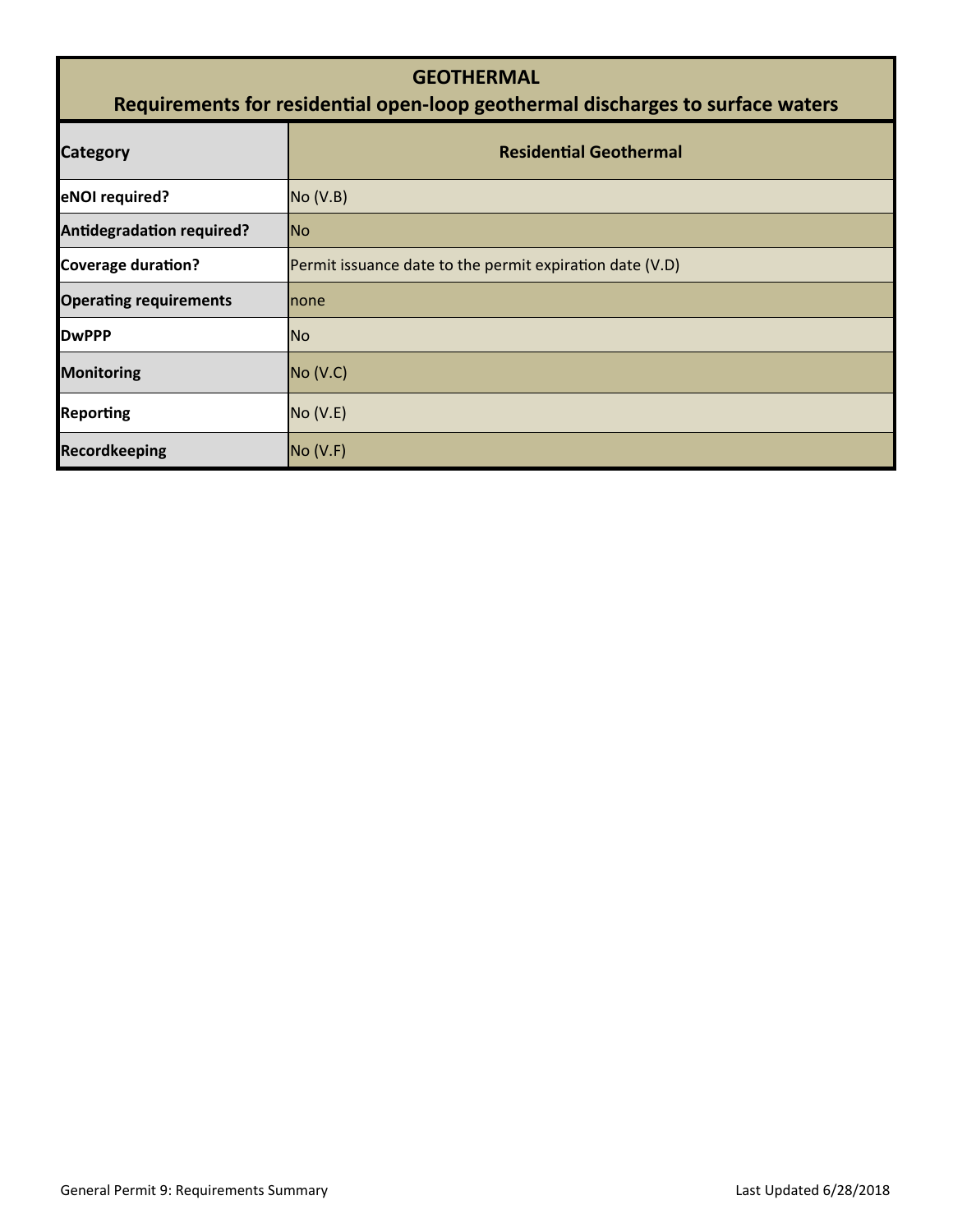## GEOTHERMAL

### Requirements for residential open-loop geothermal discharges to surface waters

| Category | Residential Geothermal |
| --- | --- |
| eNOI required? | No (V.B) |
| Antidegradation required? | No |
| Coverage duration? | Permit issuance date to the permit expiration date (V.D) |
| Operating requirements | none |
| DwPPP | No |
| Monitoring | No (V.C) |
| Reporting | No (V.E) |
| Recordkeeping | No (V.F) |